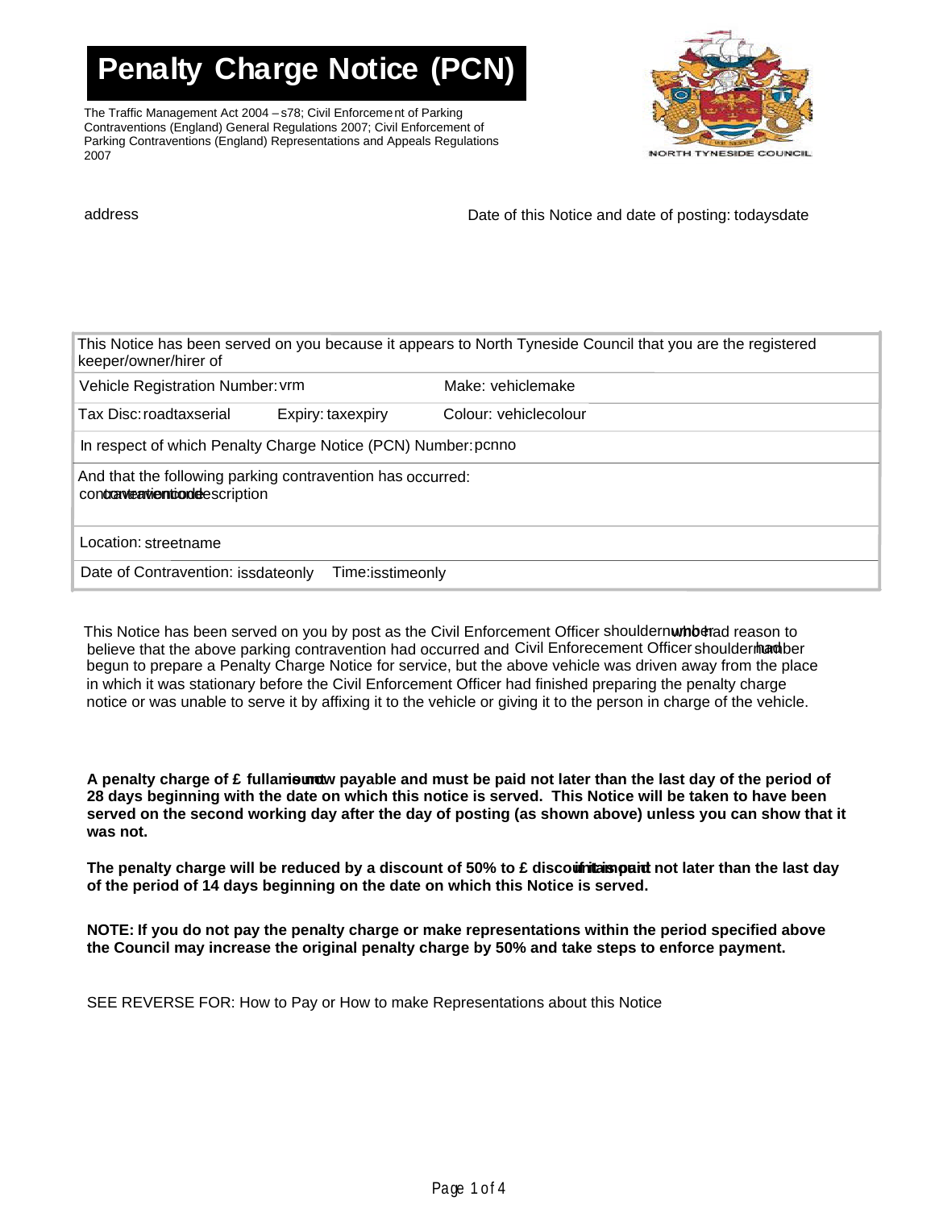# Penalty Charge Notice (PCN)

The Traffic Management Act 2004 – s78; Civil Enforcement of Parking Contraventions (England) General Regulations 2007; Civil Enforcement of Parking Contraventions (England) Representations and Appeals Regulations 2007

NORTH TYNESIDE COUNCIL

address

Date of this Notice and date of posting: todaysdate

| This Notice has been served on you because it appears to North Tyneside Council that you are the registered keeper/owner/hirer of | | |
|---|---|---|
| Vehicle Registration Number: vrm | | Make: vehiclemake |
| Tax Disc: roadtaxserial | Expiry: taxexpiry | Colour: vehiclecolour |
| In respect of which Penalty Charge Notice (PCN) Number: pcnno | | |
| And that the following parking contravention has occurred: contraventioncode contraventiondescription | | |
| Location: streetname | | |
| Date of Contravention: issdateonly | Time: isstimeonly | |

This Notice has been served on you by post as the Civil Enforcement Officer shouldernumber had reason to believe that the above parking contravention had occurred and Civil Enforecement Officer shouldernumber had begun to prepare a Penalty Charge Notice for service, but the above vehicle was driven away from the place in which it was stationary before the Civil Enforcement Officer had finished preparing the penalty charge notice or was unable to serve it by affixing it to the vehicle or giving it to the person in charge of the vehicle.

**A penalty charge of £ fullamount is now payable and must be paid not later than the last day of the period of 28 days beginning with the date on which this notice is served. This Notice will be taken to have been served on the second working day after the day of posting (as shown above) unless you can show that it was not.**

**The penalty charge will be reduced by a discount of 50% to £ discountamount if it is paid not later than the last day of the period of 14 days beginning on the date on which this Notice is served.**

**NOTE: If you do not pay the penalty charge or make representations within the period specified above the Council may increase the original penalty charge by 50% and take steps to enforce payment.**

SEE REVERSE FOR: How to Pay or How to make Representations about this Notice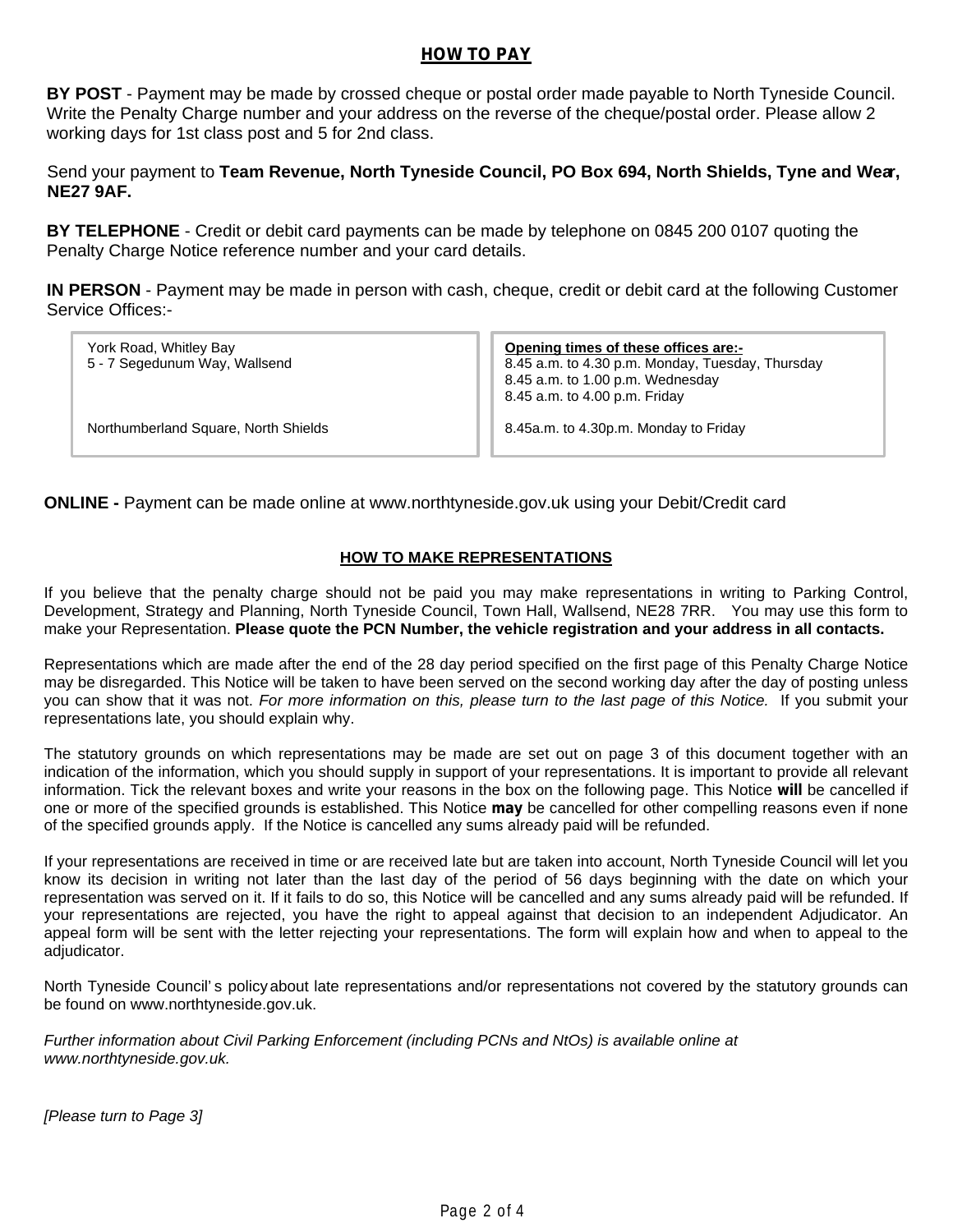## HOW TO PAY

**BY POST** - Payment may be made by crossed cheque or postal order made payable to North Tyneside Council. Write the Penalty Charge number and your address on the reverse of the cheque/postal order. Please allow 2 working days for 1st class post and 5 for 2nd class.

Send your payment to **Team Revenue, North Tyneside Council, PO Box 694, North Shields, Tyne and Wear, NE27 9AF.**

**BY TELEPHONE** - Credit or debit card payments can be made by telephone on 0845 200 0107 quoting the Penalty Charge Notice reference number and your card details.

**IN PERSON** - Payment may be made in person with cash, cheque, credit or debit card at the following Customer Service Offices:-

| Office | Opening times of these offices are:- |
|---|---|
| York Road, Whitley Bay<br>5 - 7 Segedunum Way, Wallsend | 8.45 a.m. to 4.30 p.m. Monday, Tuesday, Thursday<br>8.45 a.m. to 1.00 p.m. Wednesday<br>8.45 a.m. to 4.00 p.m. Friday |
| Northumberland Square, North Shields | 8.45a.m. to 4.30p.m. Monday to Friday |

**ONLINE -** Payment can be made online at www.northtyneside.gov.uk using your Debit/Credit card

## HOW TO MAKE REPRESENTATIONS

If you believe that the penalty charge should not be paid you may make representations in writing to Parking Control, Development, Strategy and Planning, North Tyneside Council, Town Hall, Wallsend, NE28 7RR. You may use this form to make your Representation. **Please quote the PCN Number, the vehicle registration and your address in all contacts.**

Representations which are made after the end of the 28 day period specified on the first page of this Penalty Charge Notice may be disregarded. This Notice will be taken to have been served on the second working day after the day of posting unless you can show that it was not. *For more information on this, please turn to the last page of this Notice.* If you submit your representations late, you should explain why.

The statutory grounds on which representations may be made are set out on page 3 of this document together with an indication of the information, which you should supply in support of your representations. It is important to provide all relevant information. Tick the relevant boxes and write your reasons in the box on the following page. This Notice **will** be cancelled if one or more of the specified grounds is established. This Notice **may** be cancelled for other compelling reasons even if none of the specified grounds apply. If the Notice is cancelled any sums already paid will be refunded.

If your representations are received in time or are received late but are taken into account, North Tyneside Council will let you know its decision in writing not later than the last day of the period of 56 days beginning with the date on which your representation was served on it. If it fails to do so, this Notice will be cancelled and any sums already paid will be refunded. If your representations are rejected, you have the right to appeal against that decision to an independent Adjudicator. An appeal form will be sent with the letter rejecting your representations. The form will explain how and when to appeal to the adjudicator.

North Tyneside Council's policy about late representations and/or representations not covered by the statutory grounds can be found on www.northtyneside.gov.uk.

*Further information about Civil Parking Enforcement (including PCNs and NtOs) is available online at www.northtyneside.gov.uk.*

*[Please turn to Page 3]*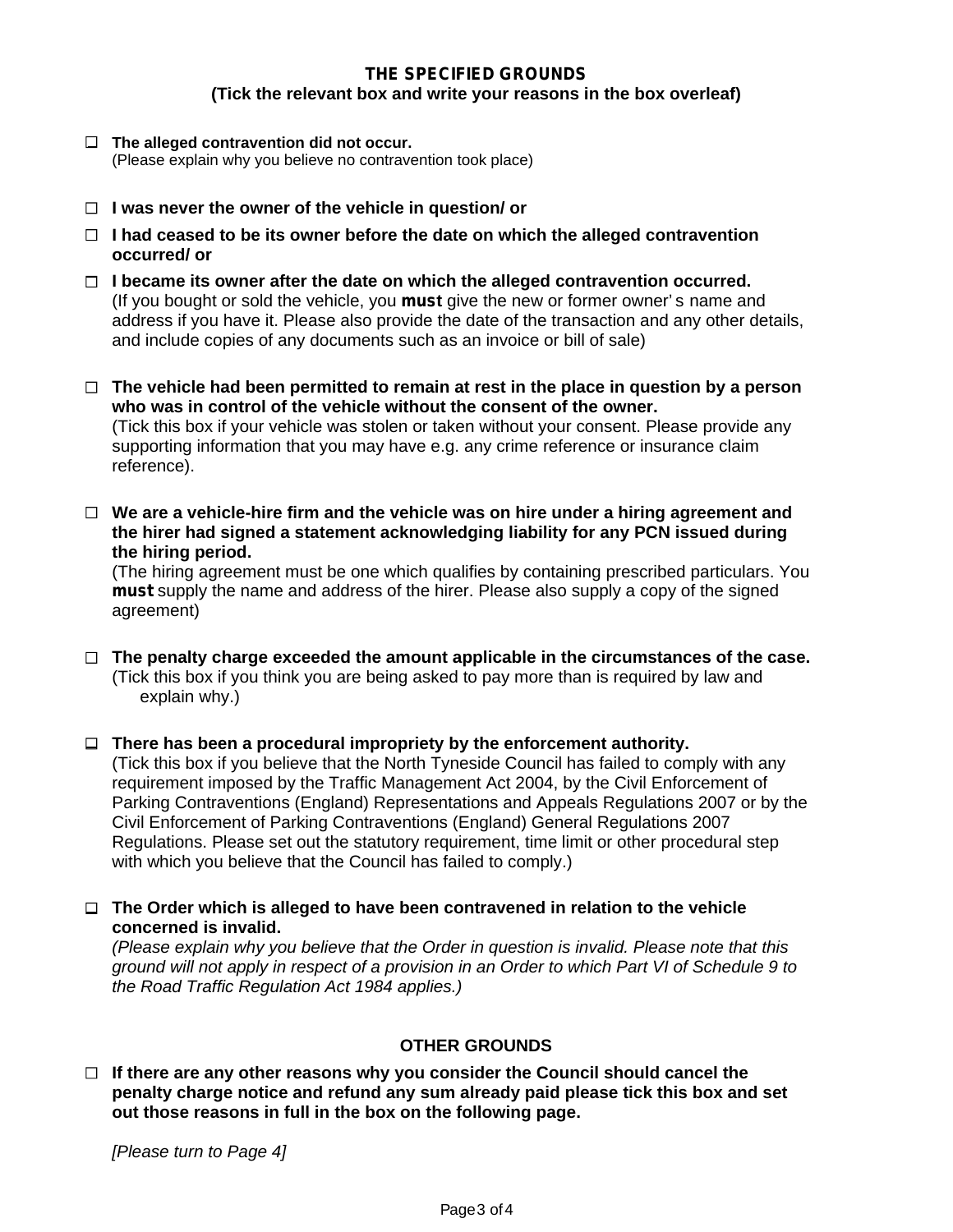## THE SPECIFIED GROUNDS

**(Tick the relevant box and write your reasons in the box overleaf)**

☐ **The alleged contravention did not occur.**
(Please explain why you believe no contravention took place)

☐ **I was never the owner of the vehicle in question/ or**

☐ **I had ceased to be its owner before the date on which the alleged contravention occurred/ or**

☐ **I became its owner after the date on which the alleged contravention occurred.**
(If you bought or sold the vehicle, you **must** give the new or former owner's name and address if you have it. Please also provide the date of the transaction and any other details, and include copies of any documents such as an invoice or bill of sale)

☐ **The vehicle had been permitted to remain at rest in the place in question by a person who was in control of the vehicle without the consent of the owner.**
(Tick this box if your vehicle was stolen or taken without your consent. Please provide any supporting information that you may have e.g. any crime reference or insurance claim reference).

☐ **We are a vehicle-hire firm and the vehicle was on hire under a hiring agreement and the hirer had signed a statement acknowledging liability for any PCN issued during the hiring period.**
(The hiring agreement must be one which qualifies by containing prescribed particulars. You **must** supply the name and address of the hirer. Please also supply a copy of the signed agreement)

☐ **The penalty charge exceeded the amount applicable in the circumstances of the case.**
(Tick this box if you think you are being asked to pay more than is required by law and explain why.)

☐ **There has been a procedural impropriety by the enforcement authority.**
(Tick this box if you believe that the North Tyneside Council has failed to comply with any requirement imposed by the Traffic Management Act 2004, by the Civil Enforcement of Parking Contraventions (England) Representations and Appeals Regulations 2007 or by the Civil Enforcement of Parking Contraventions (England) General Regulations 2007 Regulations. Please set out the statutory requirement, time limit or other procedural step with which you believe that the Council has failed to comply.)

☐ **The Order which is alleged to have been contravened in relation to the vehicle concerned is invalid.**
*(Please explain why you believe that the Order in question is invalid. Please note that this ground will not apply in respect of a provision in an Order to which Part VI of Schedule 9 to the Road Traffic Regulation Act 1984 applies.)*

## OTHER GROUNDS

☐ **If there are any other reasons why you consider the Council should cancel the penalty charge notice and refund any sum already paid please tick this box and set out those reasons in full in the box on the following page.**

*[Please turn to Page 4]*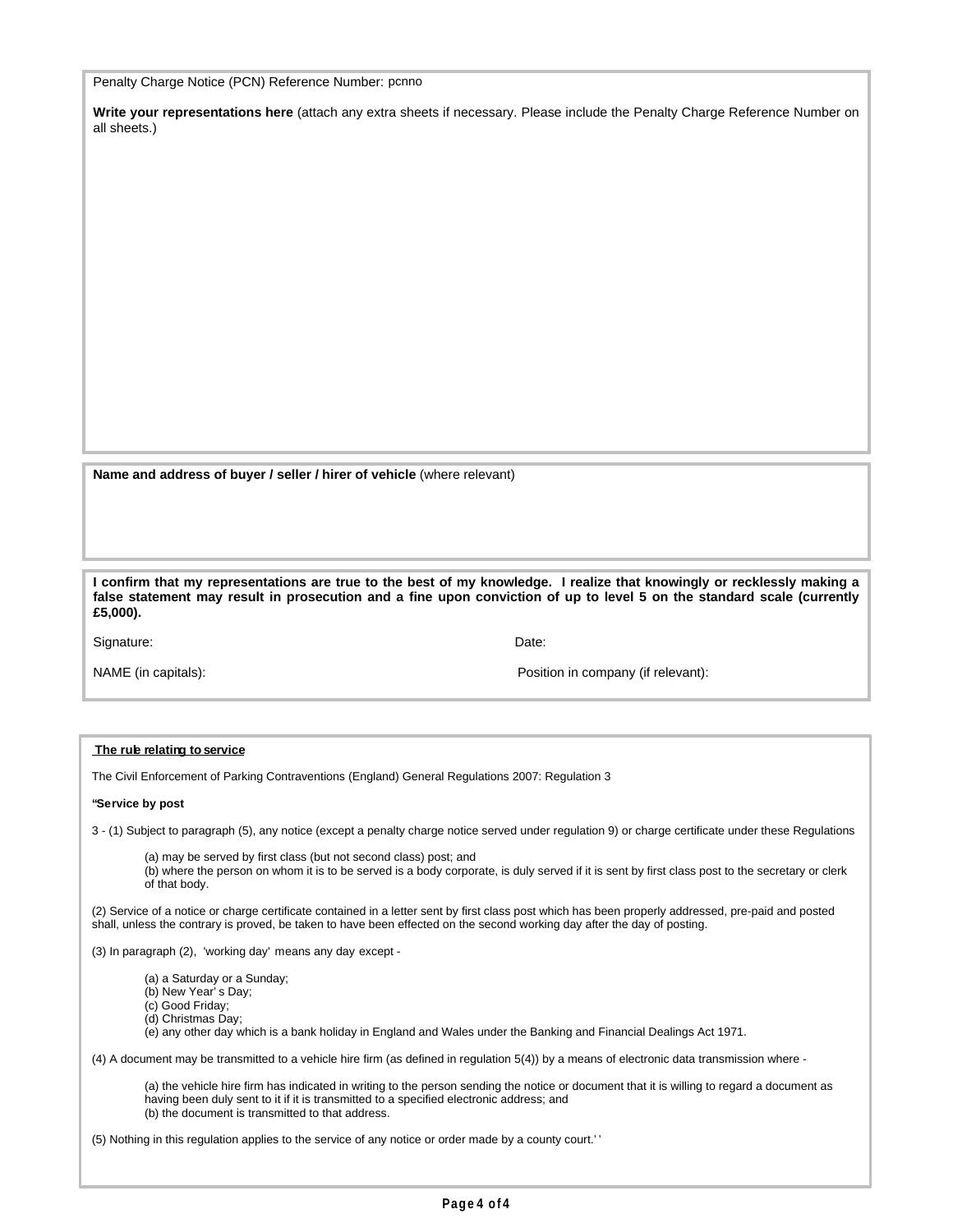Penalty Charge Notice (PCN) Reference Number: pcnno

**Write your representations here** (attach any extra sheets if necessary. Please include the Penalty Charge Reference Number on all sheets.)

**Name and address of buyer / seller / hirer of vehicle** (where relevant)

**I confirm that my representations are true to the best of my knowledge. I realize that knowingly or recklessly making a false statement may result in prosecution and a fine upon conviction of up to level 5 on the standard scale (currently £5,000).**

Signature: Date:

NAME (in capitals): Position in company (if relevant):

**The rule relating to service**

The Civil Enforcement of Parking Contraventions (England) General Regulations 2007: Regulation 3

**"Service by post**

3 - (1) Subject to paragraph (5), any notice (except a penalty charge notice served under regulation 9) or charge certificate under these Regulations

(a) may be served by first class (but not second class) post; and
(b) where the person on whom it is to be served is a body corporate, is duly served if it is sent by first class post to the secretary or clerk of that body.

(2) Service of a notice or charge certificate contained in a letter sent by first class post which has been properly addressed, pre-paid and posted shall, unless the contrary is proved, be taken to have been effected on the second working day after the day of posting.

(3) In paragraph (2), 'working day' means any day except -

(a) a Saturday or a Sunday;
(b) New Year's Day;
(c) Good Friday;
(d) Christmas Day;
(e) any other day which is a bank holiday in England and Wales under the Banking and Financial Dealings Act 1971.

(4) A document may be transmitted to a vehicle hire firm (as defined in regulation 5(4)) by a means of electronic data transmission where -

(a) the vehicle hire firm has indicated in writing to the person sending the notice or document that it is willing to regard a document as having been duly sent to it if it is transmitted to a specified electronic address; and
(b) the document is transmitted to that address.

(5) Nothing in this regulation applies to the service of any notice or order made by a county court.''